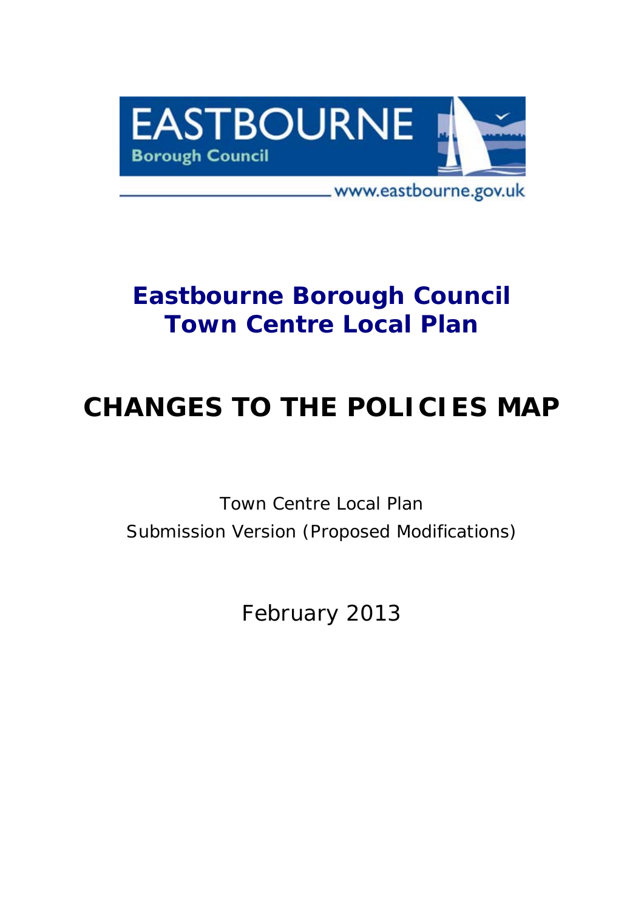EASTBOURNE
Borough Council

www.eastbourne.gov.uk

# Eastbourne Borough Council
# Town Centre Local Plan

# CHANGES TO THE POLICIES MAP

Town Centre Local Plan
Submission Version (Proposed Modifications)

February 2013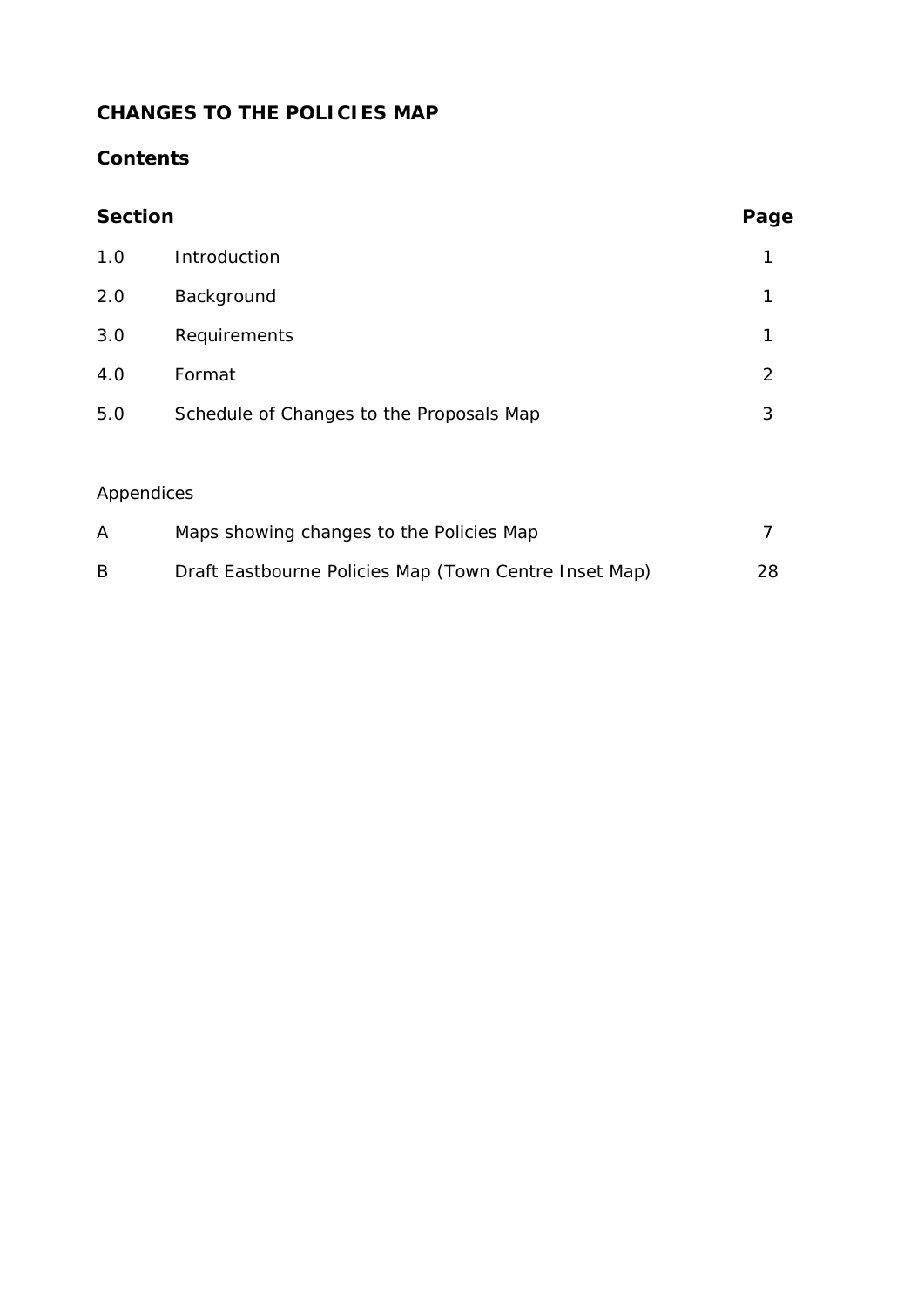# CHANGES TO THE POLICIES MAP

## Contents

| Section | | Page |
|---|---|---|
| 1.0 | Introduction | 1 |
| 2.0 | Background | 1 |
| 3.0 | Requirements | 1 |
| 4.0 | Format | 2 |
| 5.0 | Schedule of Changes to the Proposals Map | 3 |

Appendices

| | | |
|---|---|---|
| A | Maps showing changes to the Policies Map | 7 |
| B | Draft Eastbourne Policies Map (Town Centre Inset Map) | 28 |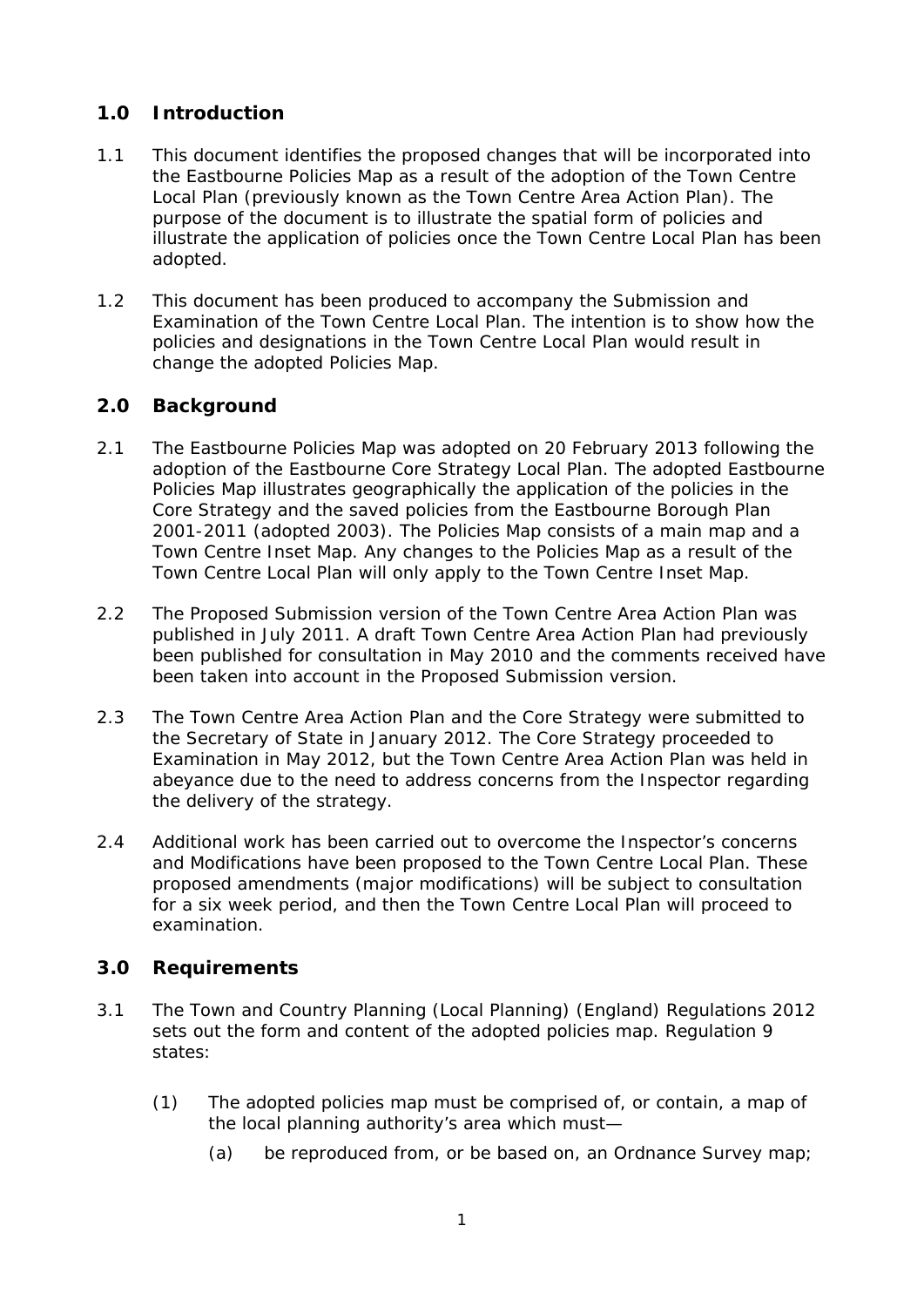## 1.0 Introduction

1.1 This document identifies the proposed changes that will be incorporated into the Eastbourne Policies Map as a result of the adoption of the Town Centre Local Plan (previously known as the Town Centre Area Action Plan). The purpose of the document is to illustrate the spatial form of policies and illustrate the application of policies once the Town Centre Local Plan has been adopted.

1.2 This document has been produced to accompany the Submission and Examination of the Town Centre Local Plan. The intention is to show how the policies and designations in the Town Centre Local Plan would result in change the adopted Policies Map.

## 2.0 Background

2.1 The Eastbourne Policies Map was adopted on 20 February 2013 following the adoption of the Eastbourne Core Strategy Local Plan. The adopted Eastbourne Policies Map illustrates geographically the application of the policies in the Core Strategy and the saved policies from the Eastbourne Borough Plan 2001-2011 (adopted 2003). The Policies Map consists of a main map and a Town Centre Inset Map. Any changes to the Policies Map as a result of the Town Centre Local Plan will only apply to the Town Centre Inset Map.

2.2 The Proposed Submission version of the Town Centre Area Action Plan was published in July 2011. A draft Town Centre Area Action Plan had previously been published for consultation in May 2010 and the comments received have been taken into account in the Proposed Submission version.

2.3 The Town Centre Area Action Plan and the Core Strategy were submitted to the Secretary of State in January 2012. The Core Strategy proceeded to Examination in May 2012, but the Town Centre Area Action Plan was held in abeyance due to the need to address concerns from the Inspector regarding the delivery of the strategy.

2.4 Additional work has been carried out to overcome the Inspector's concerns and Modifications have been proposed to the Town Centre Local Plan. These proposed amendments (major modifications) will be subject to consultation for a six week period, and then the Town Centre Local Plan will proceed to examination.

## 3.0 Requirements

3.1 The Town and Country Planning (Local Planning) (England) Regulations 2012 sets out the form and content of the adopted policies map. Regulation 9 states:

(1) The adopted policies map must be comprised of, or contain, a map of the local planning authority's area which must—

(a) be reproduced from, or be based on, an Ordnance Survey map;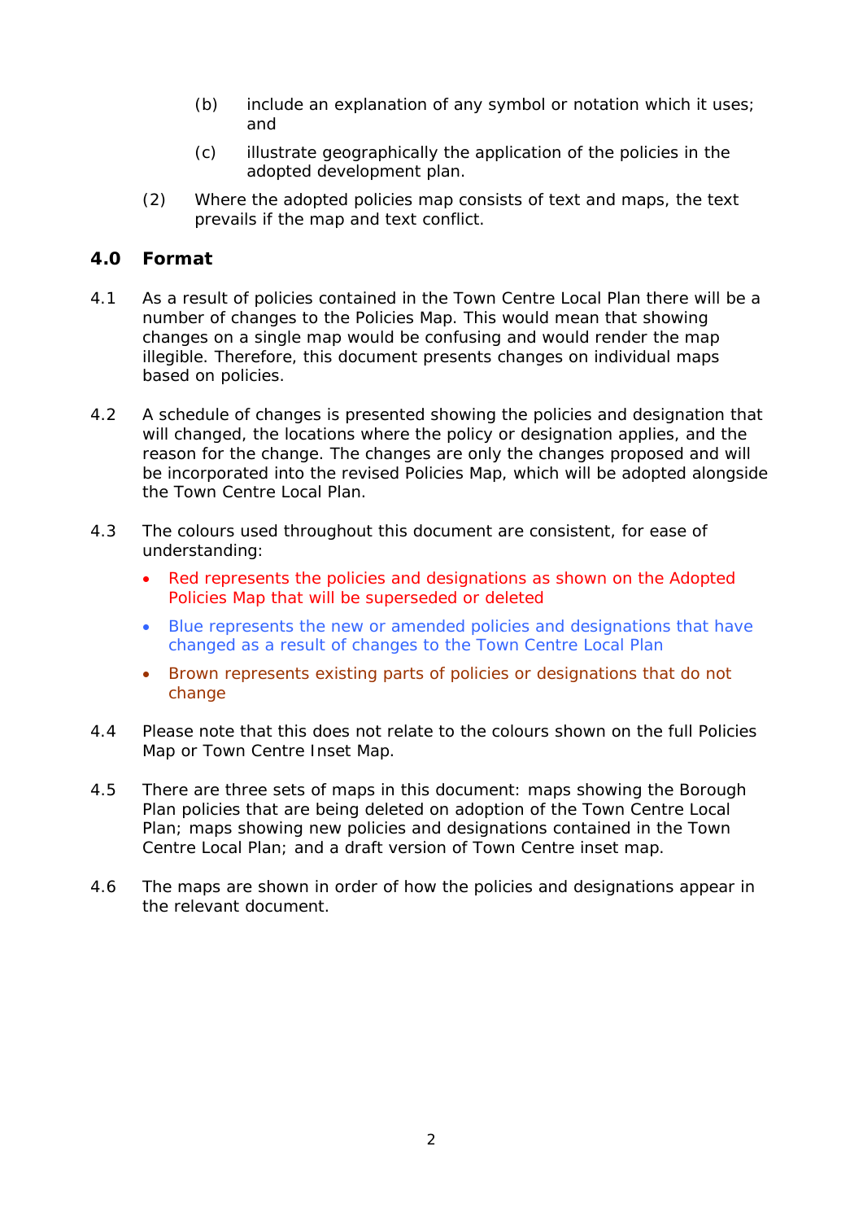(b) include an explanation of any symbol or notation which it uses; and

(c) illustrate geographically the application of the policies in the adopted development plan.

(2) Where the adopted policies map consists of text and maps, the text prevails if the map and text conflict.

## 4.0 Format

4.1 As a result of policies contained in the Town Centre Local Plan there will be a number of changes to the Policies Map. This would mean that showing changes on a single map would be confusing and would render the map illegible. Therefore, this document presents changes on individual maps based on policies.

4.2 A schedule of changes is presented showing the policies and designation that will changed, the locations where the policy or designation applies, and the reason for the change. The changes are only the changes proposed and will be incorporated into the revised Policies Map, which will be adopted alongside the Town Centre Local Plan.

4.3 The colours used throughout this document are consistent, for ease of understanding:

- Red represents the policies and designations as shown on the Adopted Policies Map that will be superseded or deleted
- Blue represents the new or amended policies and designations that have changed as a result of changes to the Town Centre Local Plan
- Brown represents existing parts of policies or designations that do not change

4.4 Please note that this does not relate to the colours shown on the full Policies Map or Town Centre Inset Map.

4.5 There are three sets of maps in this document: maps showing the Borough Plan policies that are being deleted on adoption of the Town Centre Local Plan; maps showing new policies and designations contained in the Town Centre Local Plan; and a draft version of Town Centre inset map.

4.6 The maps are shown in order of how the policies and designations appear in the relevant document.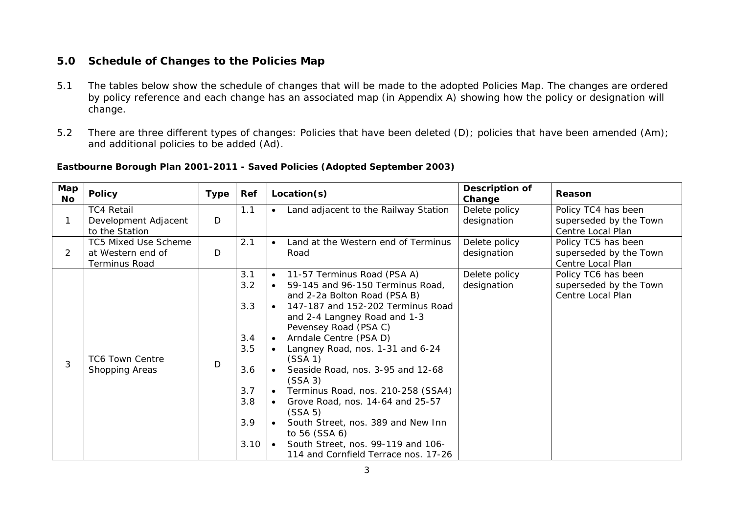## 5.0 Schedule of Changes to the Policies Map

5.1 The tables below show the schedule of changes that will be made to the adopted Policies Map. The changes are ordered by policy reference and each change has an associated map (in Appendix A) showing how the policy or designation will change.

5.2 There are three different types of changes: Policies that have been deleted (D); policies that have been amended (Am); and additional policies to be added (Ad).

**Eastbourne Borough Plan 2001-2011 - Saved Policies (Adopted September 2003)**

| Map No | Policy | Type | Ref | Location(s) | Description of Change | Reason |
|---|---|---|---|---|---|---|
| 1 | TC4 Retail Development Adjacent to the Station | D | 1.1 | • Land adjacent to the Railway Station | Delete policy designation | Policy TC4 has been superseded by the Town Centre Local Plan |
| 2 | TC5 Mixed Use Scheme at Western end of Terminus Road | D | 2.1 | • Land at the Western end of Terminus Road | Delete policy designation | Policy TC5 has been superseded by the Town Centre Local Plan |
| 3 | TC6 Town Centre Shopping Areas | D | 3.1<br>3.2<br>3.3<br>3.4<br>3.5<br>3.6<br>3.7<br>3.8<br>3.9<br>3.10 | • 11-57 Terminus Road (PSA A)<br>• 59-145 and 96-150 Terminus Road, and 2-2a Bolton Road (PSA B)<br>• 147-187 and 152-202 Terminus Road and 2-4 Langney Road and 1-3 Pevensey Road (PSA C)<br>• Arndale Centre (PSA D)<br>• Langney Road, nos. 1-31 and 6-24 (SSA 1)<br>• Seaside Road, nos. 3-95 and 12-68 (SSA 3)<br>• Terminus Road, nos. 210-258 (SSA4)<br>• Grove Road, nos. 14-64 and 25-57 (SSA 5)<br>• South Street, nos. 389 and New Inn to 56 (SSA 6)<br>• South Street, nos. 99-119 and 106-114 and Cornfield Terrace nos. 17-26 | Delete policy designation | Policy TC6 has been superseded by the Town Centre Local Plan |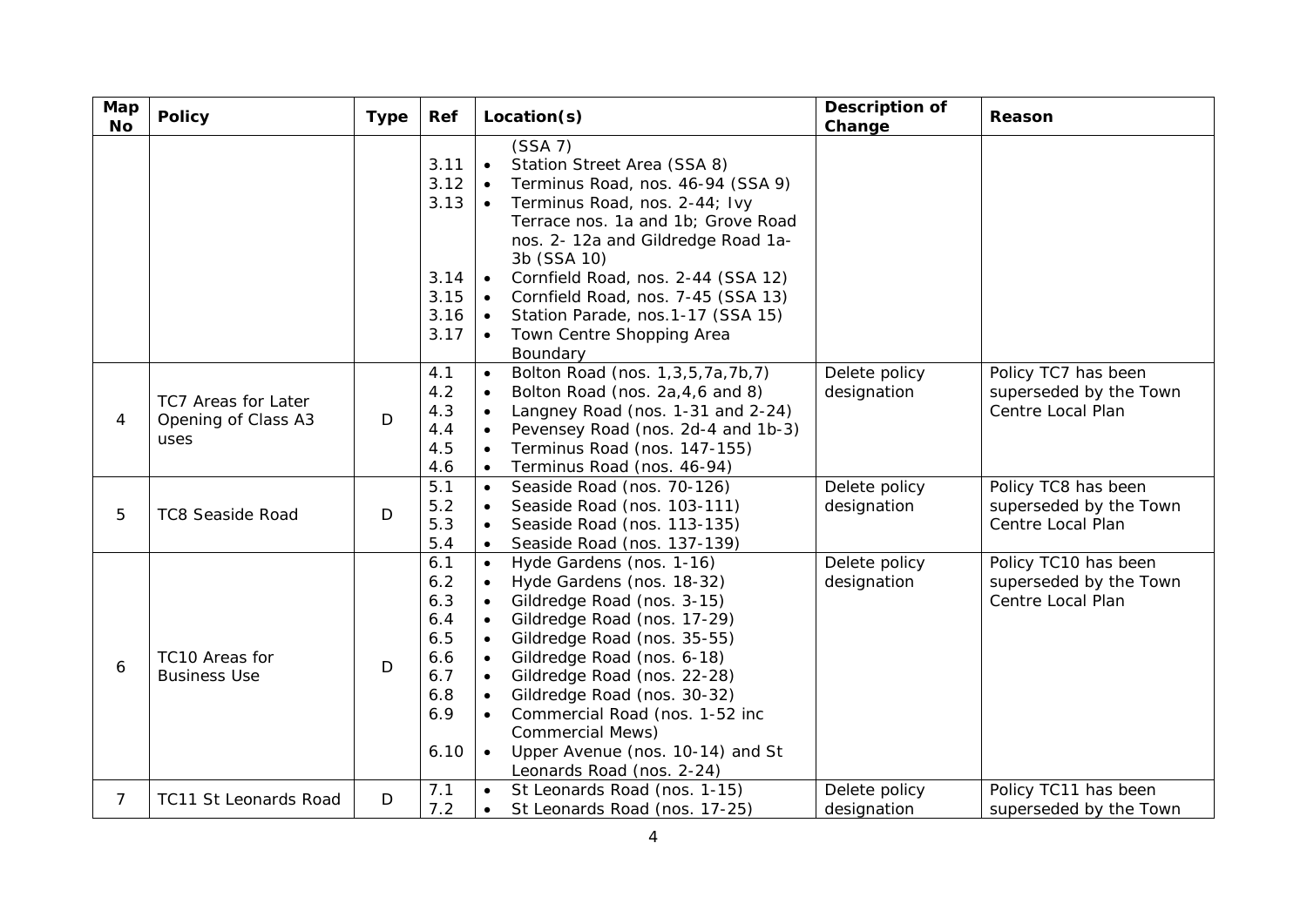| Map No | Policy | Type | Ref | Location(s) | Description of Change | Reason |
| --- | --- | --- | --- | --- | --- | --- |
| | | | <br>3.11<br>3.12<br>3.13<br><br><br><br>3.14<br>3.15<br>3.16<br>3.17 | (SSA 7)<br>• Station Street Area (SSA 8)<br>• Terminus Road, nos. 46-94 (SSA 9)<br>• Terminus Road, nos. 2-44; Ivy Terrace nos. 1a and 1b; Grove Road nos. 2- 12a and Gildredge Road 1a-3b (SSA 10)<br>• Cornfield Road, nos. 2-44 (SSA 12)<br>• Cornfield Road, nos. 7-45 (SSA 13)<br>• Station Parade, nos.1-17 (SSA 15)<br>• Town Centre Shopping Area Boundary | | |
| 4 | TC7 Areas for Later Opening of Class A3 uses | D | 4.1<br>4.2<br>4.3<br>4.4<br>4.5<br>4.6 | • Bolton Road (nos. 1,3,5,7a,7b,7)<br>• Bolton Road (nos. 2a,4,6 and 8)<br>• Langney Road (nos. 1-31 and 2-24)<br>• Pevensey Road (nos. 2d-4 and 1b-3)<br>• Terminus Road (nos. 147-155)<br>• Terminus Road (nos. 46-94) | Delete policy designation | Policy TC7 has been superseded by the Town Centre Local Plan |
| 5 | TC8 Seaside Road | D | 5.1<br>5.2<br>5.3<br>5.4 | • Seaside Road (nos. 70-126)<br>• Seaside Road (nos. 103-111)<br>• Seaside Road (nos. 113-135)<br>• Seaside Road (nos. 137-139) | Delete policy designation | Policy TC8 has been superseded by the Town Centre Local Plan |
| 6 | TC10 Areas for Business Use | D | 6.1<br>6.2<br>6.3<br>6.4<br>6.5<br>6.6<br>6.7<br>6.8<br>6.9<br><br>6.10 | • Hyde Gardens (nos. 1-16)<br>• Hyde Gardens (nos. 18-32)<br>• Gildredge Road (nos. 3-15)<br>• Gildredge Road (nos. 17-29)<br>• Gildredge Road (nos. 35-55)<br>• Gildredge Road (nos. 6-18)<br>• Gildredge Road (nos. 22-28)<br>• Gildredge Road (nos. 30-32)<br>• Commercial Road (nos. 1-52 inc Commercial Mews)<br>• Upper Avenue (nos. 10-14) and St Leonards Road (nos. 2-24) | Delete policy designation | Policy TC10 has been superseded by the Town Centre Local Plan |
| 7 | TC11 St Leonards Road | D | 7.1<br>7.2 | • St Leonards Road (nos. 1-15)<br>• St Leonards Road (nos. 17-25) | Delete policy designation | Policy TC11 has been superseded by the Town |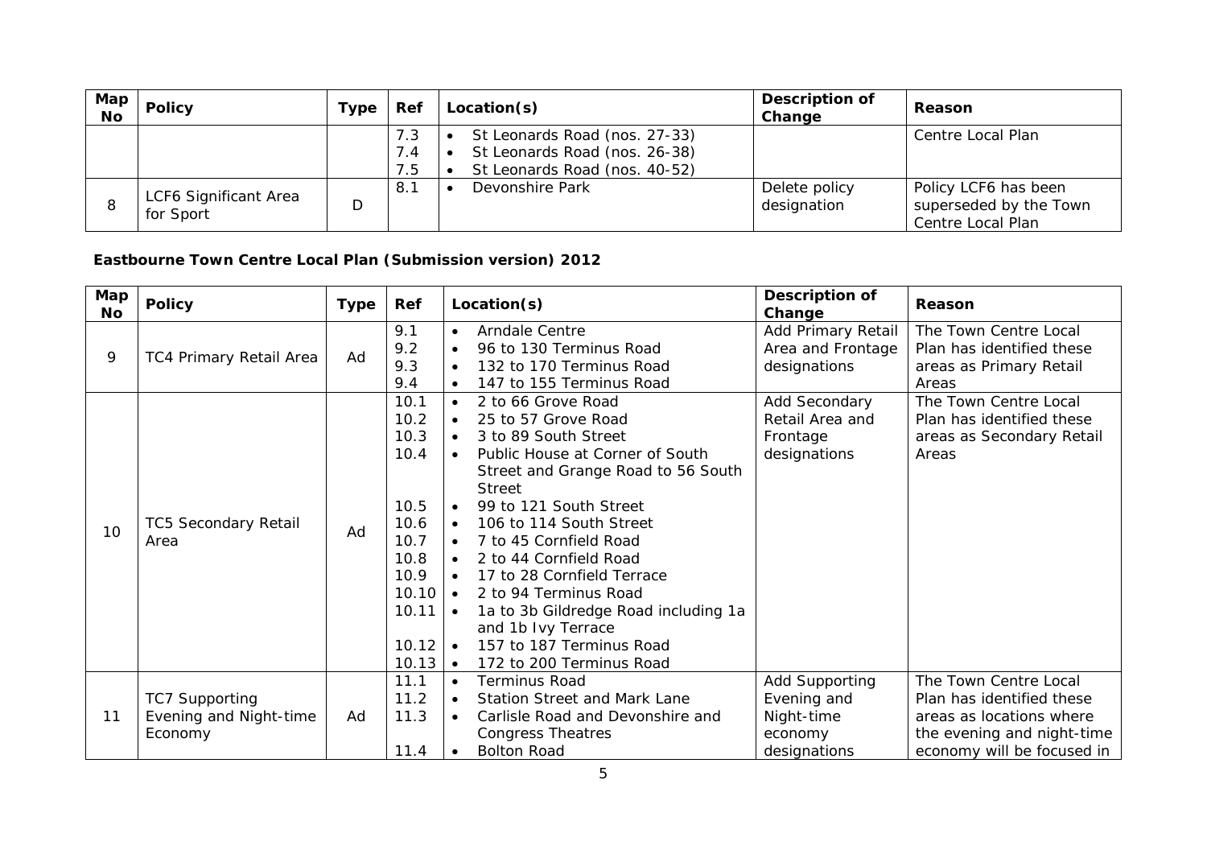| Map No | Policy | Type | Ref | Location(s) | Description of Change | Reason |
|---|---|---|---|---|---|---|
| | | | 7.3<br>7.4<br>7.5 | • St Leonards Road (nos. 27-33)<br>• St Leonards Road (nos. 26-38)<br>• St Leonards Road (nos. 40-52) | | Centre Local Plan |
| 8 | LCF6 Significant Area for Sport | D | 8.1 | • Devonshire Park | Delete policy designation | Policy LCF6 has been superseded by the Town Centre Local Plan |

**Eastbourne Town Centre Local Plan (Submission version) 2012**

| Map No | Policy | Type | Ref | Location(s) | Description of Change | Reason |
|---|---|---|---|---|---|---|
| 9 | TC4 Primary Retail Area | Ad | 9.1<br>9.2<br>9.3<br>9.4 | • Arndale Centre<br>• 96 to 130 Terminus Road<br>• 132 to 170 Terminus Road<br>• 147 to 155 Terminus Road | Add Primary Retail Area and Frontage designations | The Town Centre Local Plan has identified these areas as Primary Retail Areas |
| 10 | TC5 Secondary Retail Area | Ad | 10.1<br>10.2<br>10.3<br>10.4<br>10.5<br>10.6<br>10.7<br>10.8<br>10.9<br>10.10<br>10.11<br>10.12<br>10.13 | • 2 to 66 Grove Road<br>• 25 to 57 Grove Road<br>• 3 to 89 South Street<br>• Public House at Corner of South Street and Grange Road to 56 South Street<br>• 99 to 121 South Street<br>• 106 to 114 South Street<br>• 7 to 45 Cornfield Road<br>• 2 to 44 Cornfield Road<br>• 17 to 28 Cornfield Terrace<br>• 2 to 94 Terminus Road<br>• 1a to 3b Gildredge Road including 1a and 1b Ivy Terrace<br>• 157 to 187 Terminus Road<br>• 172 to 200 Terminus Road | Add Secondary Retail Area and Frontage designations | The Town Centre Local Plan has identified these areas as Secondary Retail Areas |
| 11 | TC7 Supporting Evening and Night-time Economy | Ad | 11.1<br>11.2<br>11.3<br>11.4 | • Terminus Road<br>• Station Street and Mark Lane<br>• Carlisle Road and Devonshire and Congress Theatres<br>• Bolton Road | Add Supporting Evening and Night-time economy designations | The Town Centre Local Plan has identified these areas as locations where the evening and night-time economy will be focused in |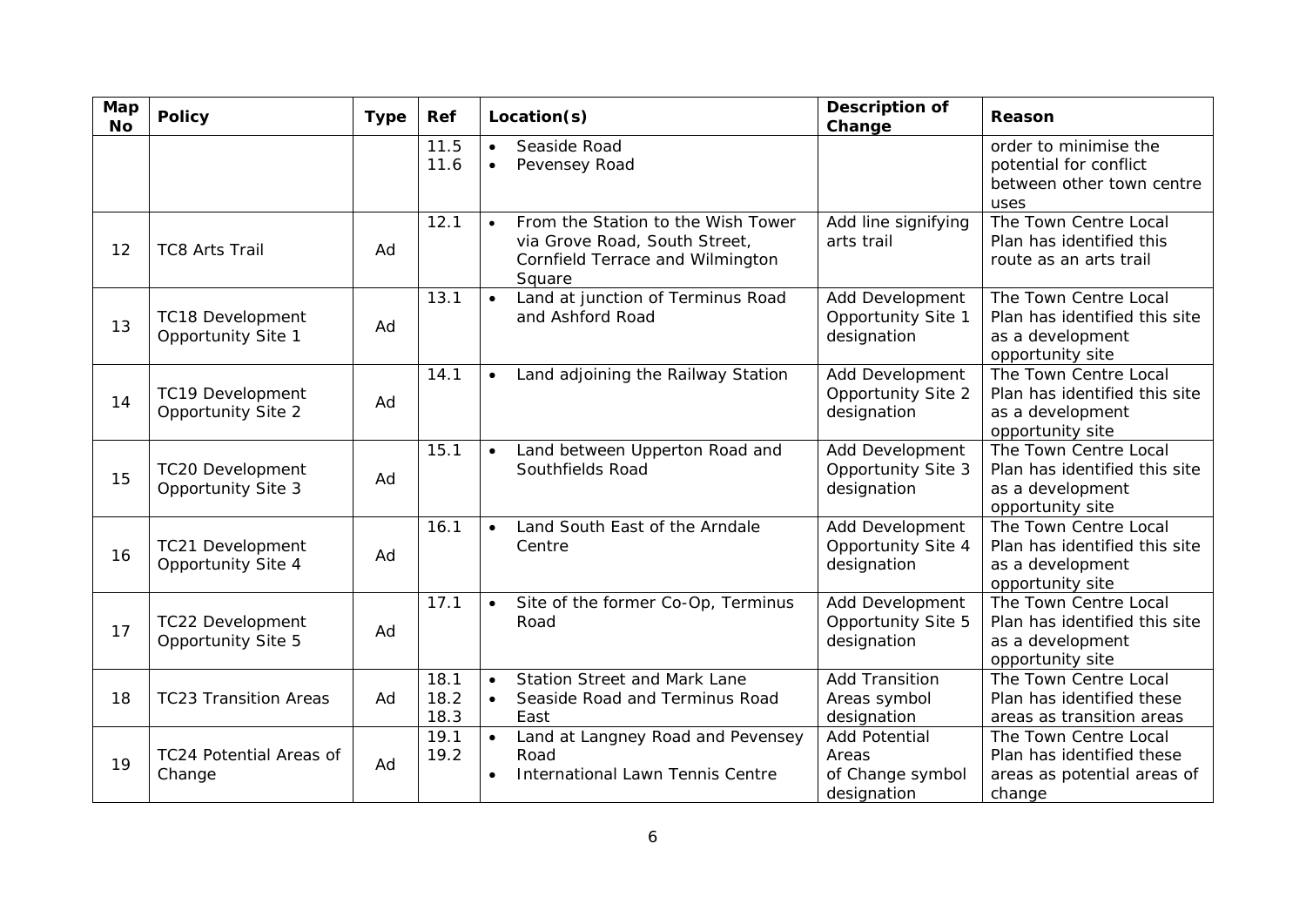| Map No | Policy | Type | Ref | Location(s) | Description of Change | Reason |
|---|---|---|---|---|---|---|
| | | | 11.5<br>11.6 | • Seaside Road<br>• Pevensey Road | | order to minimise the potential for conflict between other town centre uses |
| 12 | TC8 Arts Trail | Ad | 12.1 | • From the Station to the Wish Tower via Grove Road, South Street, Cornfield Terrace and Wilmington Square | Add line signifying arts trail | The Town Centre Local Plan has identified this route as an arts trail |
| 13 | TC18 Development Opportunity Site 1 | Ad | 13.1 | • Land at junction of Terminus Road and Ashford Road | Add Development Opportunity Site 1 designation | The Town Centre Local Plan has identified this site as a development opportunity site |
| 14 | TC19 Development Opportunity Site 2 | Ad | 14.1 | • Land adjoining the Railway Station | Add Development Opportunity Site 2 designation | The Town Centre Local Plan has identified this site as a development opportunity site |
| 15 | TC20 Development Opportunity Site 3 | Ad | 15.1 | • Land between Upperton Road and Southfields Road | Add Development Opportunity Site 3 designation | The Town Centre Local Plan has identified this site as a development opportunity site |
| 16 | TC21 Development Opportunity Site 4 | Ad | 16.1 | • Land South East of the Arndale Centre | Add Development Opportunity Site 4 designation | The Town Centre Local Plan has identified this site as a development opportunity site |
| 17 | TC22 Development Opportunity Site 5 | Ad | 17.1 | • Site of the former Co-Op, Terminus Road | Add Development Opportunity Site 5 designation | The Town Centre Local Plan has identified this site as a development opportunity site |
| 18 | TC23 Transition Areas | Ad | 18.1<br>18.2<br>18.3 | • Station Street and Mark Lane<br>• Seaside Road and Terminus Road East | Add Transition Areas symbol designation | The Town Centre Local Plan has identified these areas as transition areas |
| 19 | TC24 Potential Areas of Change | Ad | 19.1<br>19.2 | • Land at Langney Road and Pevensey Road<br>• International Lawn Tennis Centre | Add Potential Areas of Change symbol designation | The Town Centre Local Plan has identified these areas as potential areas of change |